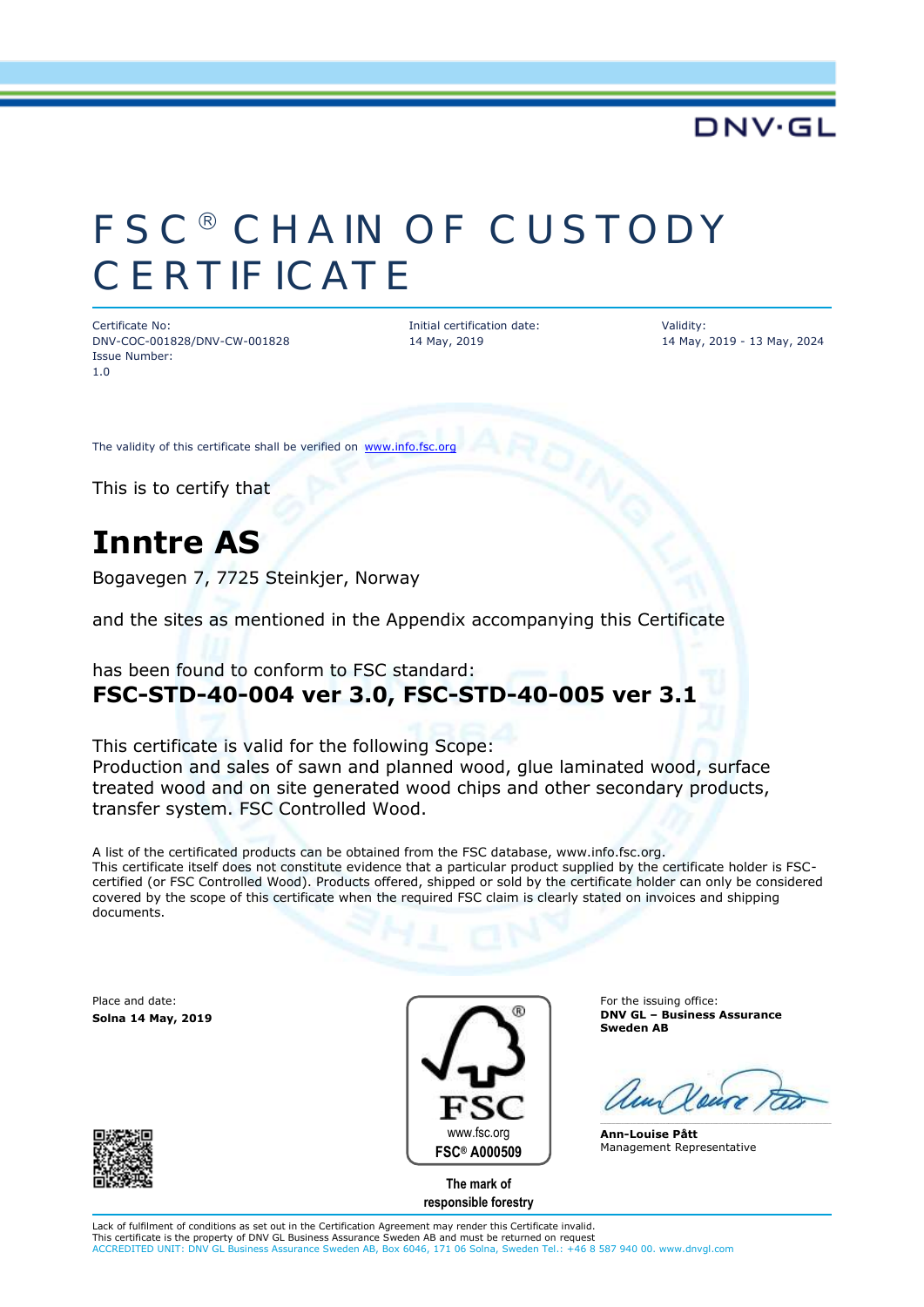DNV·GL

# FSC® CHAIN OF CUSTODY CERTIFICATE

Certificate No:
DNV-COC-001828/DNV-CW-001828
Issue Number:
1.0

Initial certification date:
14 May, 2019

Validity:
14 May, 2019 - 13 May, 2024

The validity of this certificate shall be verified on www.info.fsc.org

This is to certify that

## Inntre AS

Bogavegen 7, 7725 Steinkjer, Norway

and the sites as mentioned in the Appendix accompanying this Certificate

has been found to conform to FSC standard:
**FSC-STD-40-004 ver 3.0, FSC-STD-40-005 ver 3.1**

This certificate is valid for the following Scope:
Production and sales of sawn and planned wood, glue laminated wood, surface treated wood and on site generated wood chips and other secondary products, transfer system. FSC Controlled Wood.

A list of the certificated products can be obtained from the FSC database, www.info.fsc.org.
This certificate itself does not constitute evidence that a particular product supplied by the certificate holder is FSC-certified (or FSC Controlled Wood). Products offered, shipped or sold by the certificate holder can only be considered covered by the scope of this certificate when the required FSC claim is clearly stated on invoices and shipping documents.

Place and date:
**Solna 14 May, 2019**

FSC
www.fsc.org
FSC® A000509

The mark of responsible forestry

For the issuing office:
**DNV GL – Business Assurance Sweden AB**

**Ann-Louise Pått**
Management Representative

Lack of fulfilment of conditions as set out in the Certification Agreement may render this Certificate invalid.
This certificate is the property of DNV GL Business Assurance Sweden AB and must be returned on request
ACCREDITED UNIT: DNV GL Business Assurance Sweden AB, Box 6046, 171 06 Solna, Sweden Tel.: +46 8 587 940 00. www.dnvgl.com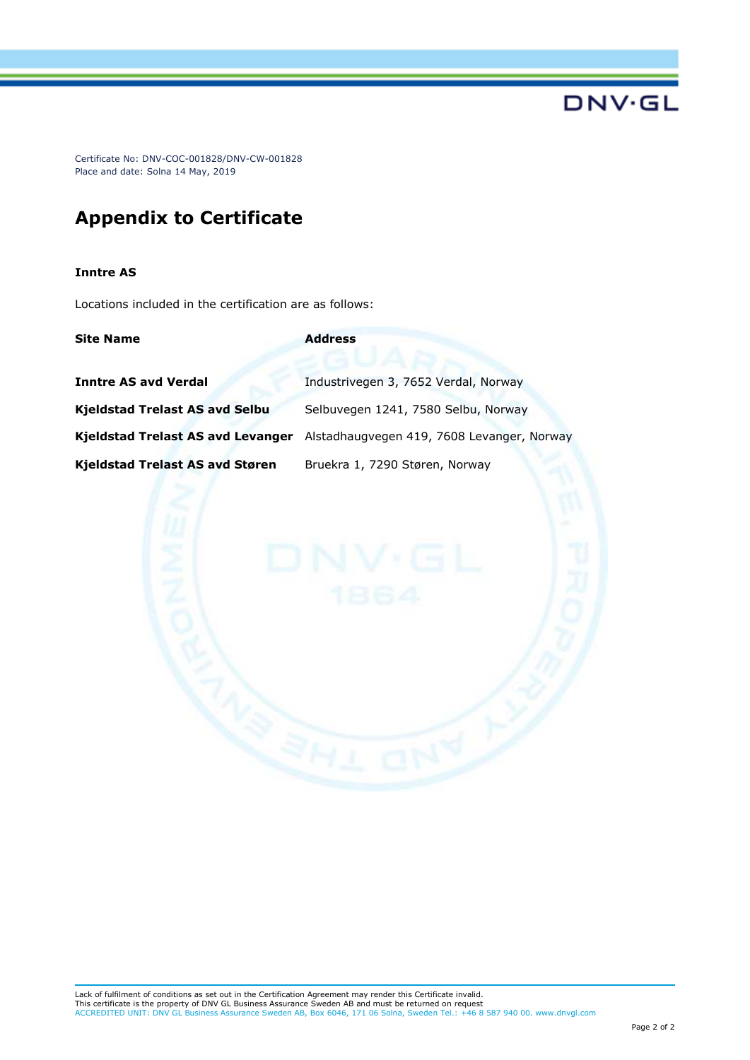Certificate No: DNV-COC-001828/DNV-CW-001828
Place and date: Solna 14 May, 2019

# Appendix to Certificate

**Inntre AS**

Locations included in the certification are as follows:

| Site Name | Address |
|---|---|
| **Inntre AS avd Verdal** | Industrivegen 3, 7652 Verdal, Norway |
| **Kjeldstad Trelast AS avd Selbu** | Selbuvegen 1241, 7580 Selbu, Norway |
| **Kjeldstad Trelast AS avd Levanger** | Alstadhaugvegen 419, 7608 Levanger, Norway |
| **Kjeldstad Trelast AS avd Støren** | Bruekra 1, 7290 Støren, Norway |

Lack of fulfilment of conditions as set out in the Certification Agreement may render this Certificate invalid.
This certificate is the property of DNV GL Business Assurance Sweden AB and must be returned on request
ACCREDITED UNIT: DNV GL Business Assurance Sweden AB, Box 6046, 171 06 Solna, Sweden Tel.: +46 8 587 940 00. www.dnvgl.com